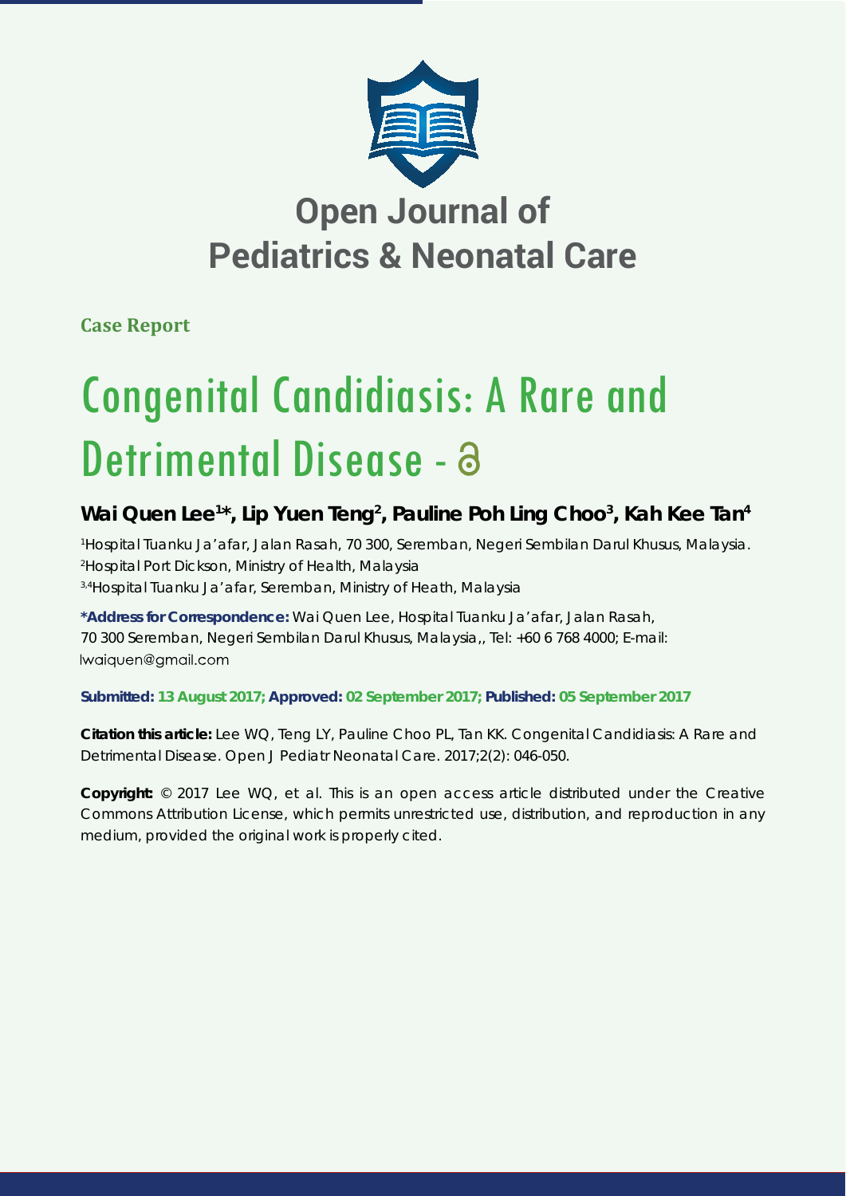Open Journal of Pediatrics & Neonatal Care

**Case Report**

# Congenital Candidiasis: A Rare and Detrimental Disease -

## Wai Quen Lee[1]*, Lip Yuen Teng[2], Pauline Poh Ling Choo[3], Kah Kee Tan[4]

[1]Hospital Tuanku Ja'afar, Jalan Rasah, 70 300, Seremban, Negeri Sembilan Darul Khusus, Malaysia.
[2]Hospital Port Dickson, Ministry of Health, Malaysia
[3,4]Hospital Tuanku Ja'afar, Seremban, Ministry of Heath, Malaysia

**\*Address for Correspondence:** Wai Quen Lee, Hospital Tuanku Ja'afar, Jalan Rasah, 70 300 Seremban, Negeri Sembilan Darul Khusus, Malaysia,, Tel: +60 6 768 4000; E-mail: lwaiquen@gmail.com

**Submitted: 13 August 2017; Approved: 02 September 2017; Published: 05 September 2017**

**Citation this article:** Lee WQ, Teng LY, Pauline Choo PL, Tan KK. Congenital Candidiasis: A Rare and Detrimental Disease. Open J Pediatr Neonatal Care. 2017;2(2): 046-050.

**Copyright:** © 2017 Lee WQ, et al. This is an open access article distributed under the Creative Commons Attribution License, which permits unrestricted use, distribution, and reproduction in any medium, provided the original work is properly cited.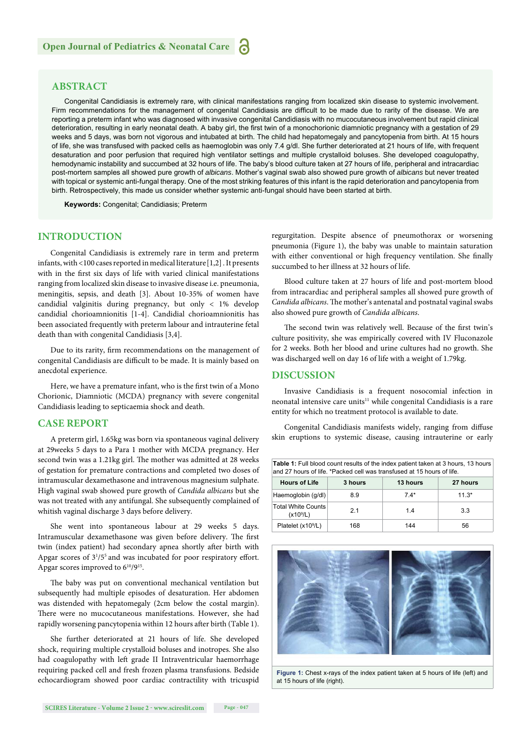## ABSTRACT

Congenital Candidiasis is extremely rare, with clinical manifestations ranging from localized skin disease to systemic involvement. Firm recommendations for the management of congenital Candidiasis are difficult to be made due to rarity of the disease. We are reporting a preterm infant who was diagnosed with invasive congenital Candidiasis with no mucocutaneous involvement but rapid clinical deterioration, resulting in early neonatal death. A baby girl, the first twin of a monochorionic diamniotic pregnancy with a gestation of 29 weeks and 5 days, was born not vigorous and intubated at birth. The child had hepatomegaly and pancytopenia from birth. At 15 hours of life, she was transfused with packed cells as haemoglobin was only 7.4 g/dl. She further deteriorated at 21 hours of life, with frequent desaturation and poor perfusion that required high ventilator settings and multiple crystalloid boluses. She developed coagulopathy, hemodynamic instability and succumbed at 32 hours of life. The baby's blood culture taken at 27 hours of life, peripheral and intracardiac post-mortem samples all showed pure growth of *albicans*. Mother's vaginal swab also showed pure growth of *albicans* but never treated with topical or systemic anti-fungal therapy. One of the most striking features of this infant is the rapid deterioration and pancytopenia from birth. Retrospectively, this made us consider whether systemic anti-fungal should have been started at birth.

**Keywords:** Congenital; Candidiasis; Preterm

## INTRODUCTION

Congenital Candidiasis is extremely rare in term and preterm infants, with <100 cases reported in medical literature [1,2] . It presents with in the first six days of life with varied clinical manifestations ranging from localized skin disease to invasive disease i.e. pneumonia, meningitis, sepsis, and death [3]. About 10-35% of women have candidial valginitis during pregnancy, but only < 1% develop candidial chorioamnionitis [1-4]. Candidial chorioamnionitis has been associated frequently with preterm labour and intrauterine fetal death than with congenital Candidiasis [3,4].

Due to its rarity, firm recommendations on the management of congenital Candidiasis are difficult to be made. It is mainly based on anecdotal experience.

Here, we have a premature infant, who is the first twin of a Mono Chorionic, Diamniotic (MCDA) pregnancy with severe congenital Candidiasis leading to septicaemia shock and death.

## CASE REPORT

A preterm girl, 1.65kg was born via spontaneous vaginal delivery at 29weeks 5 days to a Para 1 mother with MCDA pregnancy. Her second twin was a 1.21kg girl. The mother was admitted at 28 weeks of gestation for premature contractions and completed two doses of intramuscular dexamethasone and intravenous magnesium sulphate. High vaginal swab showed pure growth of *Candida albicans* but she was not treated with any antifungal. She subsequently complained of whitish vaginal discharge 3 days before delivery.

She went into spontaneous labour at 29 weeks 5 days. Intramuscular dexamethasone was given before delivery. The first twin (index patient) had secondary apnea shortly after birth with Apgar scores of $3^1/5^5$ and was incubated for poor respiratory effort. Apgar scores improved to $6^{10}/9^{15}$.

The baby was put on conventional mechanical ventilation but subsequently had multiple episodes of desaturation. Her abdomen was distended with hepatomegaly (2cm below the costal margin). There were no mucocutaneous manifestations. However, she had rapidly worsening pancytopenia within 12 hours after birth (Table 1).

She further deteriorated at 21 hours of life. She developed shock, requiring multiple crystalloid boluses and inotropes. She also had coagulopathy with left grade II Intraventricular haemorrhage requiring packed cell and fresh frozen plasma transfusions. Bedside echocardiogram showed poor cardiac contractility with tricuspid regurgitation. Despite absence of pneumothorax or worsening pneumonia (Figure 1), the baby was unable to maintain saturation with either conventional or high frequency ventilation. She finally succumbed to her illness at 32 hours of life.

Blood culture taken at 27 hours of life and post-mortem blood from intracardiac and peripheral samples all showed pure growth of *Candida albicans*. The mother's antenatal and postnatal vaginal swabs also showed pure growth of *Candida albicans*.

The second twin was relatively well. Because of the first twin's culture positivity, she was empirically covered with IV Fluconazole for 2 weeks. Both her blood and urine cultures had no growth. She was discharged well on day 16 of life with a weight of 1.79kg.

## DISCUSSION

Invasive Candidiasis is a frequent nosocomial infection in neonatal intensive care units[11] while congenital Candidiasis is a rare entity for which no treatment protocol is available to date.

Congenital Candidiasis manifests widely, ranging from diffuse skin eruptions to systemic disease, causing intrauterine or early

**Table 1:** Full blood count results of the index patient taken at 3 hours, 13 hours and 27 hours of life. *Packed cell was transfused at 15 hours of life.

| Hours of Life | 3 hours | 13 hours | 27 hours |
|---|---|---|---|
| Haemoglobin (g/dl) | 8.9 | 7.4* | 11.3* |
| Total White Counts ($x10^9/L$) | 2.1 | 1.4 | 3.3 |
| Platelet ($x10^9/L$) | 168 | 144 | 56 |

**Figure 1:** Chest x-rays of the index patient taken at 5 hours of life (left) and at 15 hours of life (right).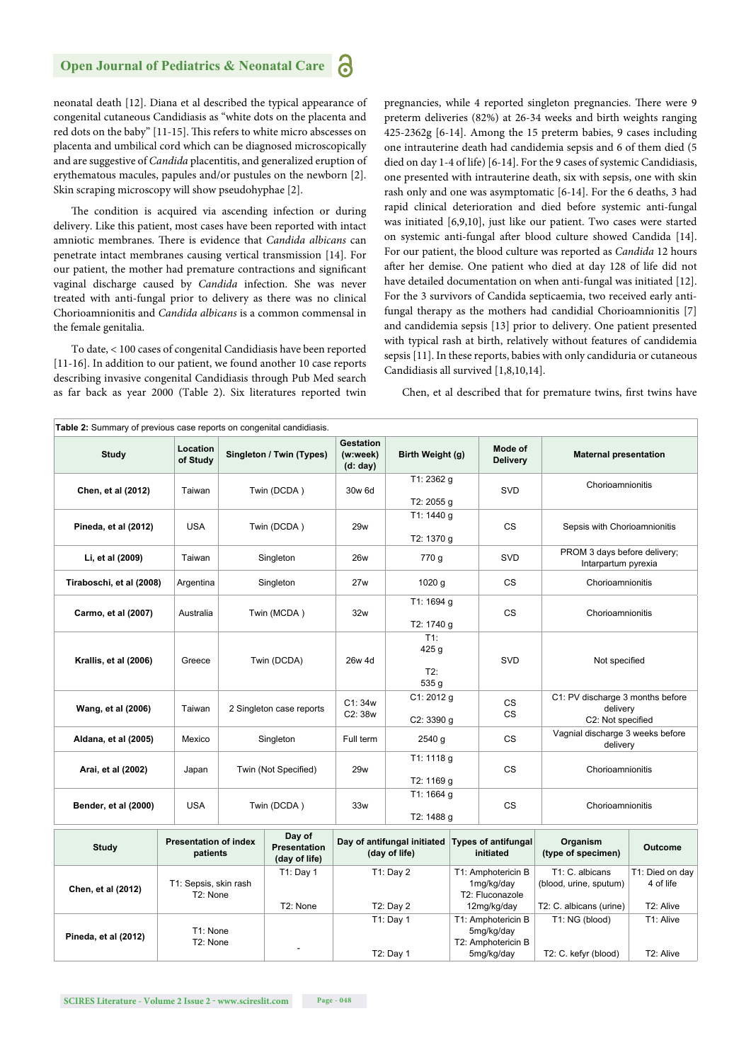neonatal death [12]. Diana et al described the typical appearance of congenital cutaneous Candidiasis as "white dots on the placenta and red dots on the baby" [11-15]. This refers to white micro abscesses on placenta and umbilical cord which can be diagnosed microscopically and are suggestive of *Candida* placentitis, and generalized eruption of erythematous macules, papules and/or pustules on the newborn [2]. Skin scraping microscopy will show pseudohyphae [2].

The condition is acquired via ascending infection or during delivery. Like this patient, most cases have been reported with intact amniotic membranes. There is evidence that *Candida albicans* can penetrate intact membranes causing vertical transmission [14]. For our patient, the mother had premature contractions and significant vaginal discharge caused by *Candida* infection. She was never treated with anti-fungal prior to delivery as there was no clinical Chorioamnionitis and *Candida albicans* is a common commensal in the female genitalia.

To date, < 100 cases of congenital Candidiasis have been reported [11-16]. In addition to our patient, we found another 10 case reports describing invasive congenital Candidiasis through Pub Med search as far back as year 2000 (Table 2). Six literatures reported twin pregnancies, while 4 reported singleton pregnancies. There were 9 preterm deliveries (82%) at 26-34 weeks and birth weights ranging 425-2362g [6-14]. Among the 15 preterm babies, 9 cases including one intrauterine death had candidemia sepsis and 6 of them died (5 died on day 1-4 of life) [6-14]. For the 9 cases of systemic Candidiasis, one presented with intrauterine death, six with sepsis, one with skin rash only and one was asymptomatic [6-14]. For the 6 deaths, 3 had rapid clinical deterioration and died before systemic anti-fungal was initiated [6,9,10], just like our patient. Two cases were started on systemic anti-fungal after blood culture showed Candida [14]. For our patient, the blood culture was reported as *Candida* 12 hours after her demise. One patient who died at day 128 of life did not have detailed documentation on when anti-fungal was initiated [12]. For the 3 survivors of Candida septicaemia, two received early anti-fungal therapy as the mothers had candidial Chorioamnionitis [7] and candidemia sepsis [13] prior to delivery. One patient presented with typical rash at birth, relatively without features of candidemia sepsis [11]. In these reports, babies with only candiduria or cutaneous Candidiasis all survived [1,8,10,14].

Chen, et al described that for premature twins, first twins have

**Table 2:** Summary of previous case reports on congenital candidiasis.

| Study | Location of Study | Singleton / Twin (Types) | Gestation (w:week) (d: day) | Birth Weight (g) | Mode of Delivery | Maternal presentation |
|---|---|---|---|---|---|---|
| **Chen, et al (2012)** | Taiwan | Twin (DCDA ) | 30w 6d | T1: 2362 g<br>T2: 2055 g | SVD | Chorioamnionitis |
| **Pineda, et al (2012)** | USA | Twin (DCDA ) | 29w | T1: 1440 g<br>T2: 1370 g | CS | Sepsis with Chorioamnionitis |
| **Li, et al (2009)** | Taiwan | Singleton | 26w | 770 g | SVD | PROM 3 days before delivery; Interpartum pyrexia |
| **Tiraboschi, et al (2008)** | Argentina | Singleton | 27w | 1020 g | CS | Chorioamnionitis |
| **Carmo, et al (2007)** | Australia | Twin (MCDA ) | 32w | T1: 1694 g<br>T2: 1740 g | CS | Chorioamnionitis |
| **Krallis, et al (2006)** | Greece | Twin (DCDA) | 26w 4d | T1: 425 g<br>T2: 535 g | SVD | Not specified |
| **Wang, et al (2006)** | Taiwan | 2 Singleton case reports | C1: 34w<br>C2: 38w | C1: 2012 g<br>C2: 3390 g | CS<br>CS | C1: PV discharge 3 months before delivery<br>C2: Not specified |
| **Aldana, et al (2005)** | Mexico | Singleton | Full term | 2540 g | CS | Vagnial discharge 3 weeks before delivery |
| **Arai, et al (2002)** | Japan | Twin (Not Specified) | 29w | T1: 1118 g<br>T2: 1169 g | CS | Chorioamnionitis |
| **Bender, et al (2000)** | USA | Twin (DCDA ) | 33w | T1: 1664 g<br>T2: 1488 g | CS | Chorioamnionitis |

| Study | Presentation of index patients | Day of Presentation (day of life) | Day of antifungal initiated (day of life) | Types of antifungal initiated | Organism (type of specimen) | Outcome |
|---|---|---|---|---|---|---|
| **Chen, et al (2012)** | T1: Sepsis, skin rash<br>T2: None | T1: Day 1<br>T2: None | T1: Day 2<br>T2: Day 2 | T1: Amphotericin B 1mg/kg/day<br>T2: Fluconazole 12mg/kg/day | T1: C. albicans (blood, urine, sputum)<br>T2: C. albicans (urine) | T1: Died on day 4 of life<br>T2: Alive |
| **Pineda, et al (2012)** | T1: None<br>T2: None | - | T1: Day 1<br>T2: Day 1 | T1: Amphotericin B 5mg/kg/day<br>T2: Amphotericin B 5mg/kg/day | T1: NG (blood)<br>T2: C. kefyr (blood) | T1: Alive<br>T2: Alive |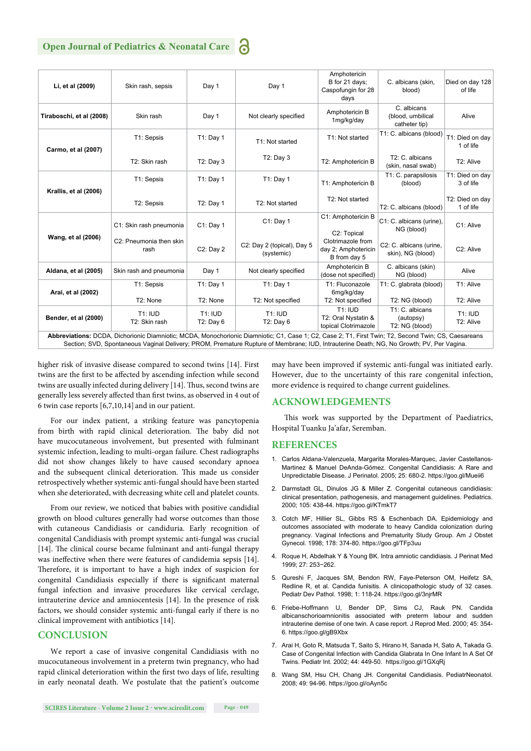| Li, et al (2009) | Skin rash, sepsis | Day 1 | Day 1 | Amphotericin B for 21 days; Caspofungin for 28 days | C. albicans (skin, blood) | Died on day 128 of life |
|---|---|---|---|---|---|---|
| Tiraboschi, et al (2008) | Skin rash | Day 1 | Not clearly specified | Amphotericin B 1mg/kg/day | C. albicans (blood, umbilical catheter tip) | Alive |
| Carmo, et al (2007) | T1: Sepsis<br>T2: Skin rash | T1: Day 1<br>T2: Day 3 | T1: Not started<br>T2: Day 3 | T1: Not started<br>T2: Amphotericin B | T1: C. albicans (blood)<br>T2: C. albicans (skin, nasal swab) | T1: Died on day 1 of life<br>T2: Alive |
| Krallis, et al (2006) | T1: Sepsis<br>T2: Sepsis | T1: Day 1<br>T2: Day 1 | T1: Day 1<br>T2: Not started | T1: Amphotericin B<br>T2: Not started | T1: C. parapsilosis (blood)<br>T2: C. albicans (blood) | T1: Died on day 3 of life<br>T2: Died on day 1 of life |
| Wang, et al (2006) | C1: Skin rash pneumonia<br>C2: Pneumonia then skin rash | C1: Day 1<br>C2: Day 2 | C1: Day 1<br>C2: Day 2 (topical), Day 5 (systemic) | C1: Amphotericin B<br>C2: Topical Clotrimazole from day 2; Amphotericin B from day 5 | C1: C. albicans (urine), NG (blood)<br>C2: C. albicans (urine, skin), NG (blood) | C1: Alive<br>C2: Alive |
| Aldana, et al (2005) | Skin rash and pneumonia | Day 1 | Not clearly specified | Amphotericin B (dose not specified) | C. albicans (skin) NG (blood) | Alive |
| Arai, et al (2002) | T1: Sepsis<br>T2: None | T1: Day 1<br>T2: None | T1: Day 1<br>T2: Not specified | T1: Fluconazole 6mg/kg/day<br>T2: Not specified | T1: C. glabrata (blood)<br>T2: NG (blood) | T1: Alive<br>T2: Alive |
| Bender, et al (2000) | T1: IUD<br>T2: Skin rash | T1: IUD<br>T2: Day 6 | T1: IUD<br>T2: Day 6 | T1: IUD<br>T2: Oral Nystatin & topical Clotrimazole | T1: C. albicans (autopsy)<br>T2: NG (blood) | T1: IUD<br>T2: Alive |

**Abbreviations:** DCDA, Dichorionic Diamniotic; MCDA, Monochorionic Diamniotic; C1, Case 1; C2, Case 2; T1, First Twin; T2, Second Twin; CS, Caesareans Section; SVD, Spontaneous Vaginal Delivery; PROM, Premature Rupture of Membrane; IUD, Intrauterine Death; NG, No Growth; PV, Per Vagina.

higher risk of invasive disease compared to second twins [14]. First twins are the first to be affected by ascending infection while second twins are usually infected during delivery [14]. Thus, second twins are generally less severely affected than first twins, as observed in 4 out of 6 twin case reports [6,7,10,14] and in our patient.

For our index patient, a striking feature was pancytopenia from birth with rapid clinical deterioration. The baby did not have mucocutaneous involvement, but presented with fulminant systemic infection, leading to multi-organ failure. Chest radiographs did not show changes likely to have caused secondary apnoea and the subsequent clinical deterioration. This made us consider retrospectively whether systemic anti-fungal should have been started when she deteriorated, with decreasing white cell and platelet counts.

From our review, we noticed that babies with positive candidial growth on blood cultures generally had worse outcomes than those with cutaneous Candidiasis or candiduria. Early recognition of congenital Candidiasis with prompt systemic anti-fungal was crucial [14]. The clinical course became fulminant and anti-fungal therapy was ineffective when there were features of candidemia sepsis [14]. Therefore, it is important to have a high index of suspicion for congenital Candidiasis especially if there is significant maternal fungal infection and invasive procedures like cervical cerclage, intrauterine device and amniocentesis [14]. In the presence of risk factors, we should consider systemic anti-fungal early if there is no clinical improvement with antibiotics [14].

## CONCLUSION

We report a case of invasive congenital Candidiasis with no mucocutaneous involvement in a preterm twin pregnancy, who had rapid clinical deterioration within the first two days of life, resulting in early neonatal death. We postulate that the patient's outcome may have been improved if systemic anti-fungal was initiated early. However, due to the uncertainty of this rare congenital infection, more evidence is required to change current guidelines.

## ACKNOWLEDGEMENTS

This work was supported by the Department of Paediatrics, Hospital Tuanku Ja'afar, Seremban.

## REFERENCES

1. Carlos Aldana-Valenzuela, Margarita Morales-Marquec, Javier Castellanos-Martinez & Manuel DeAnda-Gómez. Congenital Candidiasis: A Rare and Unpredictable Disease. J Perinatol. 2005; 25: 680-2. https://goo.gl/Mueii6
2. Darmstadt GL, Dinulos JG & Miller Z. Congenital cutaneous candidiasis: clinical presentation, pathogenesis, and management guidelines. Pediatrics. 2000; 105: 438-44. https://goo.gl/KTmkT7
3. Cotch MF, Hillier SL, Gibbs RS & Eschenbach DA. Epidemiology and outcomes associated with moderate to heavy Candida colonization during pregnancy. Vaginal Infections and Prematurity Study Group. Am J Obstet Gynecol. 1998; 178: 374-80. https://goo.gl/TFp3uu
4. Roque H, Abdelhak Y & Young BK. Intra amniotic candidiasis. J Perinat Med 1999; 27: 253−262.
5. Qureshi F, Jacques SM, Bendon RW, Faye-Peterson OM, Heifetz SA, Redline R, et al. Candida funisitis. A clinicopathologic study of 32 cases. Pediatr Dev Pathol. 1998; 1: 118-24. https://goo.gl/3njrMR
6. Friebe-Hoffmann U, Bender DP, Sims CJ, Rauk PN. Candida albicanschorioamnionitis associated with preterm labour and sudden intrauterine demise of one twin. A case report. J Reprod Med. 2000; 45: 354-6. https://goo.gl/gB9Xbx
7. Arai H, Goto R, Matsuda T, Saito S, Hirano H, Sanada H, Sato A, Takada G. Case of Congenital Infection with Candida Glabrata In One Infant In A Set Of Twins. Pediatr Int. 2002; 44: 449-50. https://goo.gl/1GXqRj
8. Wang SM, Hsu CH, Chang JH. Congenital Candidiasis. PediatrNeonatol. 2008; 49: 94-96. https://goo.gl/oAyn5c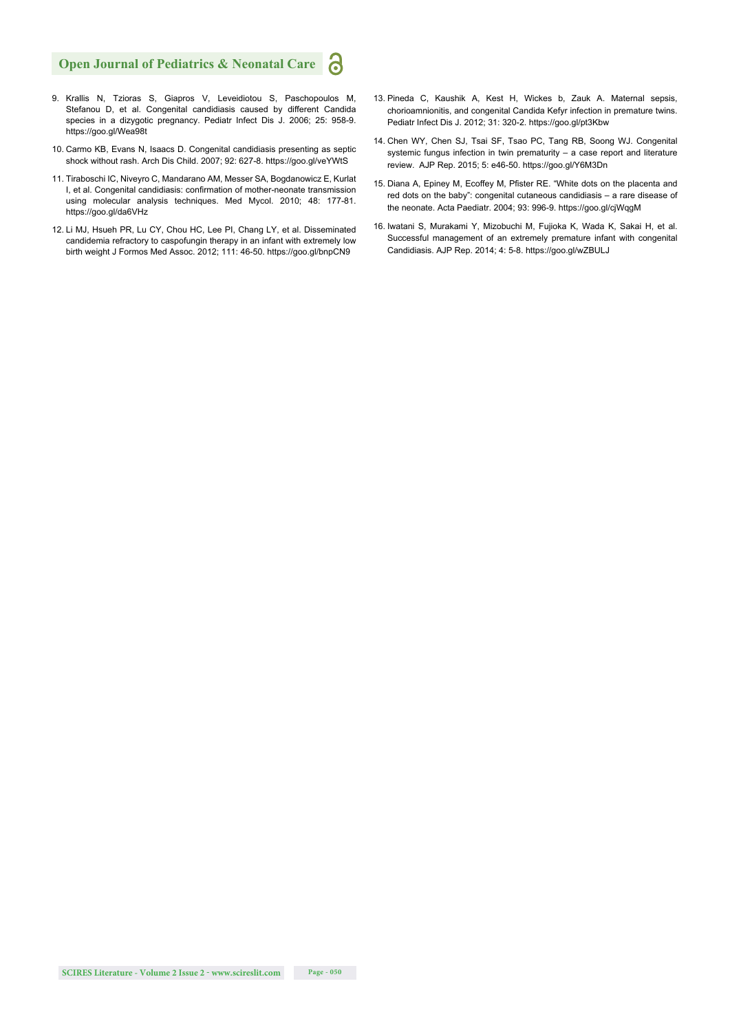9. Krallis N, Tzioras S, Giapros V, Leveidiotou S, Paschopoulos M, Stefanou D, et al. Congenital candidiasis caused by different Candida species in a dizygotic pregnancy. Pediatr Infect Dis J. 2006; 25: 958-9. https://goo.gl/Wea98t

10. Carmo KB, Evans N, Isaacs D. Congenital candidiasis presenting as septic shock without rash. Arch Dis Child. 2007; 92: 627-8. https://goo.gl/veYWtS

11. Tiraboschi IC, Niveyro C, Mandarano AM, Messer SA, Bogdanowicz E, Kurlat I, et al. Congenital candidiasis: confirmation of mother-neonate transmission using molecular analysis techniques. Med Mycol. 2010; 48: 177-81. https://goo.gl/da6VHz

12. Li MJ, Hsueh PR, Lu CY, Chou HC, Lee PI, Chang LY, et al. Disseminated candidemia refractory to caspofungin therapy in an infant with extremely low birth weight J Formos Med Assoc. 2012; 111: 46-50. https://goo.gl/bnpCN9

13. Pineda C, Kaushik A, Kest H, Wickes b, Zauk A. Maternal sepsis, chorioamnionitis, and congenital Candida Kefyr infection in premature twins. Pediatr Infect Dis J. 2012; 31: 320-2. https://goo.gl/pt3Kbw

14. Chen WY, Chen SJ, Tsai SF, Tsao PC, Tang RB, Soong WJ. Congenital systemic fungus infection in twin prematurity – a case report and literature review. AJP Rep. 2015; 5: e46-50. https://goo.gl/Y6M3Dn

15. Diana A, Epiney M, Ecoffey M, Pfister RE. "White dots on the placenta and red dots on the baby": congenital cutaneous candidiasis – a rare disease of the neonate. Acta Paediatr. 2004; 93: 996-9. https://goo.gl/cjWqgM

16. Iwatani S, Murakami Y, Mizobuchi M, Fujioka K, Wada K, Sakai H, et al. Successful management of an extremely premature infant with congenital Candidiasis. AJP Rep. 2014; 4: 5-8. https://goo.gl/wZBULJ